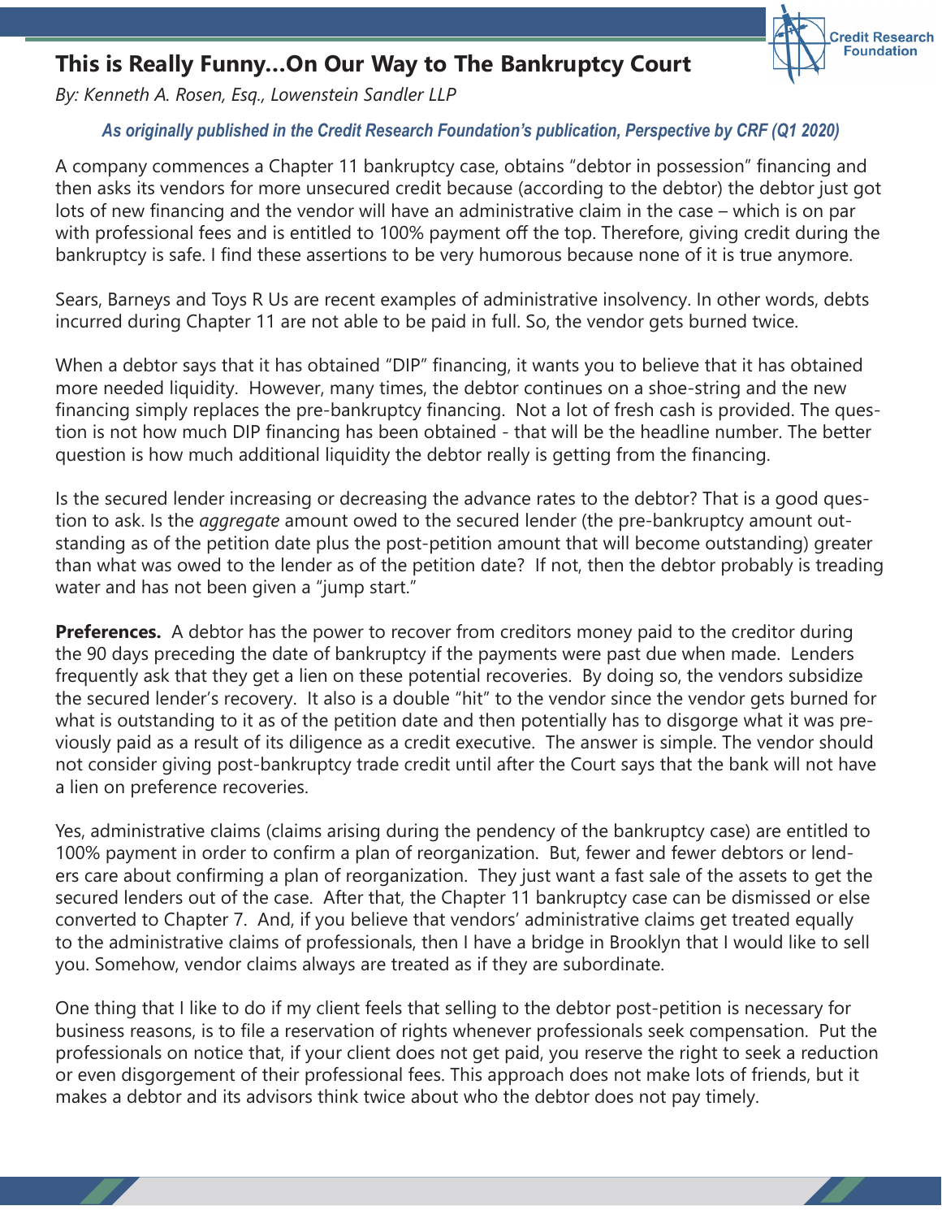# This is Really Funny...On Our Way to The Bankruptcy Court

*By: Kenneth A. Rosen, Esq., Lowenstein Sandler LLP*

***As originally published in the Credit Research Foundation's publication, Perspective by CRF (Q1 2020)***

A company commences a Chapter 11 bankruptcy case, obtains "debtor in possession" financing and then asks its vendors for more unsecured credit because (according to the debtor) the debtor just got lots of new financing and the vendor will have an administrative claim in the case – which is on par with professional fees and is entitled to 100% payment off the top. Therefore, giving credit during the bankruptcy is safe. I find these assertions to be very humorous because none of it is true anymore.

Sears, Barneys and Toys R Us are recent examples of administrative insolvency. In other words, debts incurred during Chapter 11 are not able to be paid in full. So, the vendor gets burned twice.

When a debtor says that it has obtained "DIP" financing, it wants you to believe that it has obtained more needed liquidity. However, many times, the debtor continues on a shoe-string and the new financing simply replaces the pre-bankruptcy financing. Not a lot of fresh cash is provided. The question is not how much DIP financing has been obtained - that will be the headline number. The better question is how much additional liquidity the debtor really is getting from the financing.

Is the secured lender increasing or decreasing the advance rates to the debtor? That is a good question to ask. Is the *aggregate* amount owed to the secured lender (the pre-bankruptcy amount outstanding as of the petition date plus the post-petition amount that will become outstanding) greater than what was owed to the lender as of the petition date? If not, then the debtor probably is treading water and has not been given a "jump start."

**Preferences.** A debtor has the power to recover from creditors money paid to the creditor during the 90 days preceding the date of bankruptcy if the payments were past due when made. Lenders frequently ask that they get a lien on these potential recoveries. By doing so, the vendors subsidize the secured lender's recovery. It also is a double "hit" to the vendor since the vendor gets burned for what is outstanding to it as of the petition date and then potentially has to disgorge what it was previously paid as a result of its diligence as a credit executive. The answer is simple. The vendor should not consider giving post-bankruptcy trade credit until after the Court says that the bank will not have a lien on preference recoveries.

Yes, administrative claims (claims arising during the pendency of the bankruptcy case) are entitled to 100% payment in order to confirm a plan of reorganization. But, fewer and fewer debtors or lenders care about confirming a plan of reorganization. They just want a fast sale of the assets to get the secured lenders out of the case. After that, the Chapter 11 bankruptcy case can be dismissed or else converted to Chapter 7. And, if you believe that vendors' administrative claims get treated equally to the administrative claims of professionals, then I have a bridge in Brooklyn that I would like to sell you. Somehow, vendor claims always are treated as if they are subordinate.

One thing that I like to do if my client feels that selling to the debtor post-petition is necessary for business reasons, is to file a reservation of rights whenever professionals seek compensation. Put the professionals on notice that, if your client does not get paid, you reserve the right to seek a reduction or even disgorgement of their professional fees. This approach does not make lots of friends, but it makes a debtor and its advisors think twice about who the debtor does not pay timely.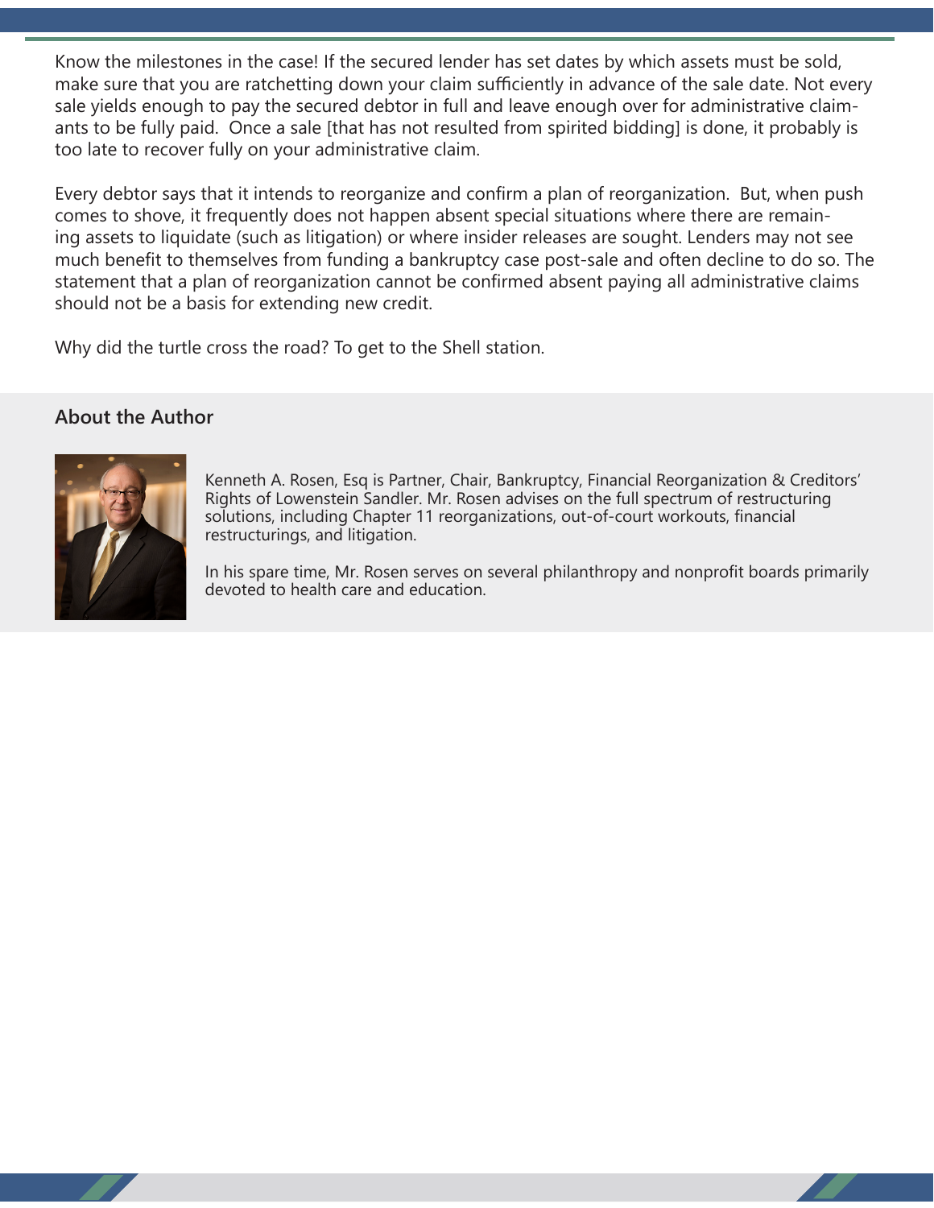Know the milestones in the case! If the secured lender has set dates by which assets must be sold, make sure that you are ratchetting down your claim sufficiently in advance of the sale date. Not every sale yields enough to pay the secured debtor in full and leave enough over for administrative claimants to be fully paid. Once a sale [that has not resulted from spirited bidding] is done, it probably is too late to recover fully on your administrative claim.

Every debtor says that it intends to reorganize and confirm a plan of reorganization. But, when push comes to shove, it frequently does not happen absent special situations where there are remaining assets to liquidate (such as litigation) or where insider releases are sought. Lenders may not see much benefit to themselves from funding a bankruptcy case post-sale and often decline to do so. The statement that a plan of reorganization cannot be confirmed absent paying all administrative claims should not be a basis for extending new credit.

Why did the turtle cross the road? To get to the Shell station.

## About the Author

Kenneth A. Rosen, Esq is Partner, Chair, Bankruptcy, Financial Reorganization & Creditors' Rights of Lowenstein Sandler. Mr. Rosen advises on the full spectrum of restructuring solutions, including Chapter 11 reorganizations, out-of-court workouts, financial restructurings, and litigation.

In his spare time, Mr. Rosen serves on several philanthropy and nonprofit boards primarily devoted to health care and education.